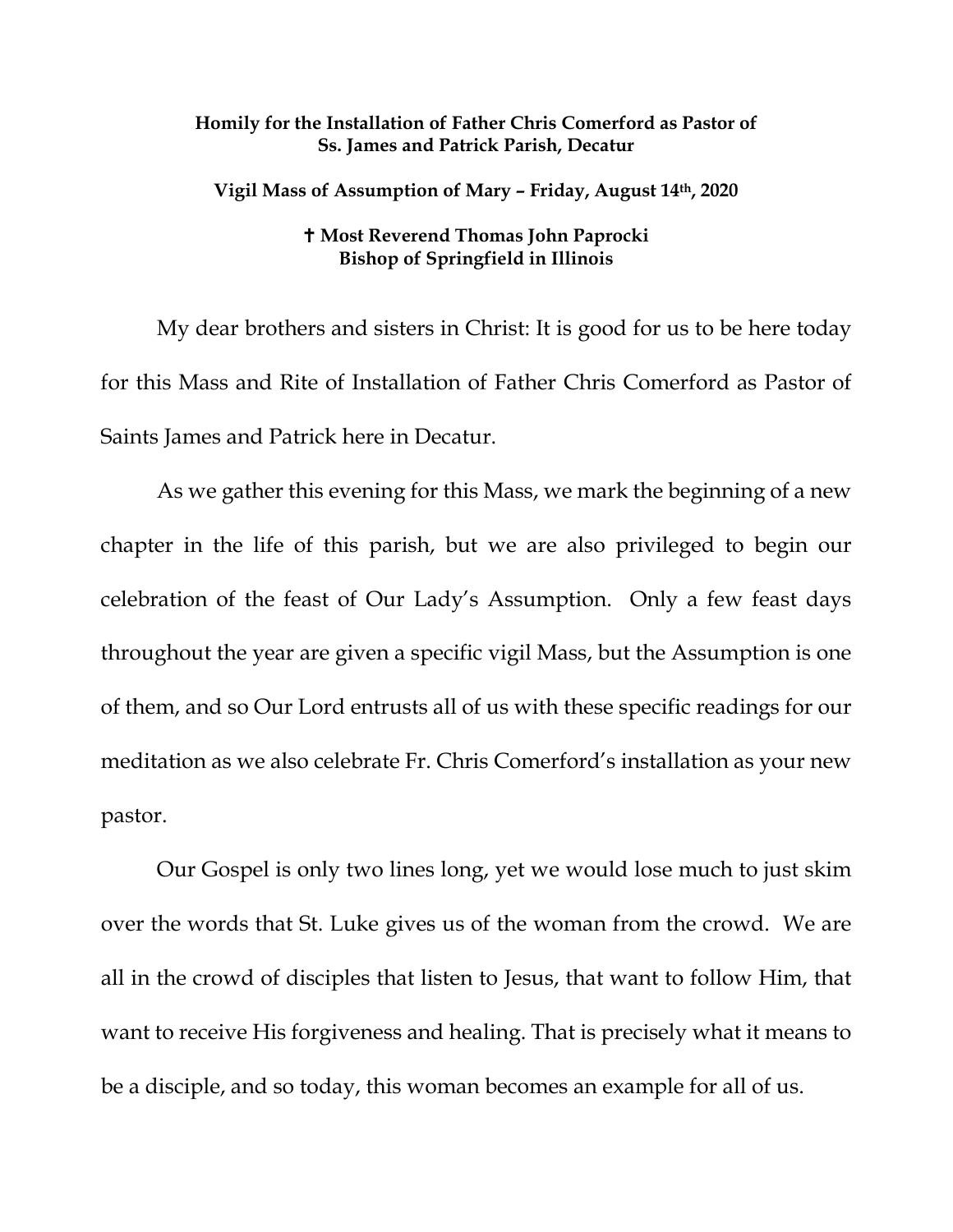**Homily for the Installation of Father Chris Comerford as Pastor of Ss. James and Patrick Parish, Decatur**

**Vigil Mass of Assumption of Mary – Friday, August 14th, 2020**

**✝ Most Reverend Thomas John Paprocki**
**Bishop of Springfield in Illinois**

My dear brothers and sisters in Christ: It is good for us to be here today for this Mass and Rite of Installation of Father Chris Comerford as Pastor of Saints James and Patrick here in Decatur.

As we gather this evening for this Mass, we mark the beginning of a new chapter in the life of this parish, but we are also privileged to begin our celebration of the feast of Our Lady's Assumption. Only a few feast days throughout the year are given a specific vigil Mass, but the Assumption is one of them, and so Our Lord entrusts all of us with these specific readings for our meditation as we also celebrate Fr. Chris Comerford's installation as your new pastor.

Our Gospel is only two lines long, yet we would lose much to just skim over the words that St. Luke gives us of the woman from the crowd. We are all in the crowd of disciples that listen to Jesus, that want to follow Him, that want to receive His forgiveness and healing. That is precisely what it means to be a disciple, and so today, this woman becomes an example for all of us.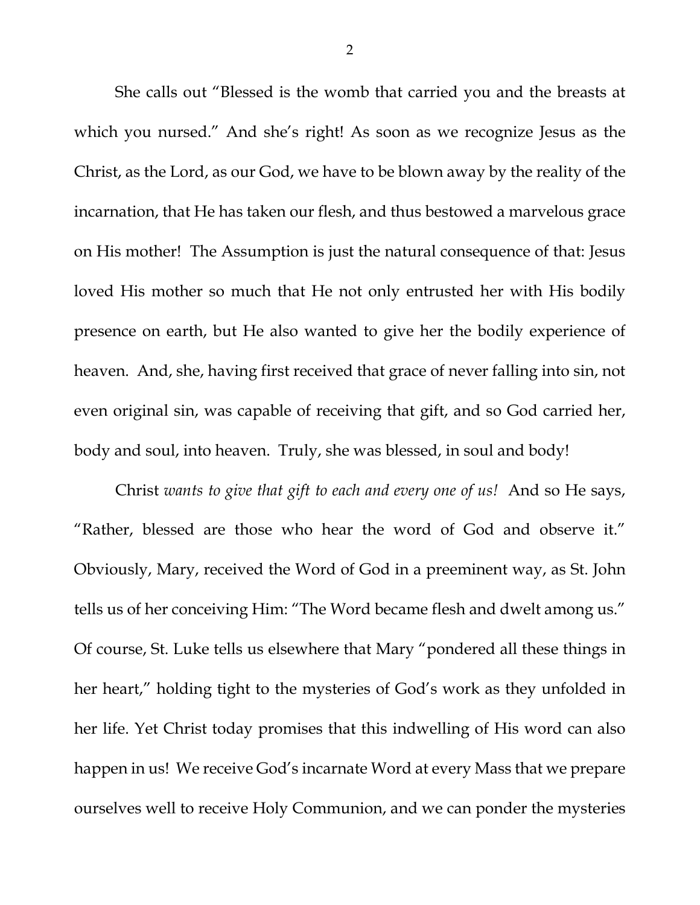She calls out "Blessed is the womb that carried you and the breasts at which you nursed." And she's right! As soon as we recognize Jesus as the Christ, as the Lord, as our God, we have to be blown away by the reality of the incarnation, that He has taken our flesh, and thus bestowed a marvelous grace on His mother! The Assumption is just the natural consequence of that: Jesus loved His mother so much that He not only entrusted her with His bodily presence on earth, but He also wanted to give her the bodily experience of heaven. And, she, having first received that grace of never falling into sin, not even original sin, was capable of receiving that gift, and so God carried her, body and soul, into heaven. Truly, she was blessed, in soul and body!

Christ *wants to give that gift to each and every one of us!* And so He says, "Rather, blessed are those who hear the word of God and observe it." Obviously, Mary, received the Word of God in a preeminent way, as St. John tells us of her conceiving Him: "The Word became flesh and dwelt among us." Of course, St. Luke tells us elsewhere that Mary "pondered all these things in her heart," holding tight to the mysteries of God's work as they unfolded in her life. Yet Christ today promises that this indwelling of His word can also happen in us! We receive God's incarnate Word at every Mass that we prepare ourselves well to receive Holy Communion, and we can ponder the mysteries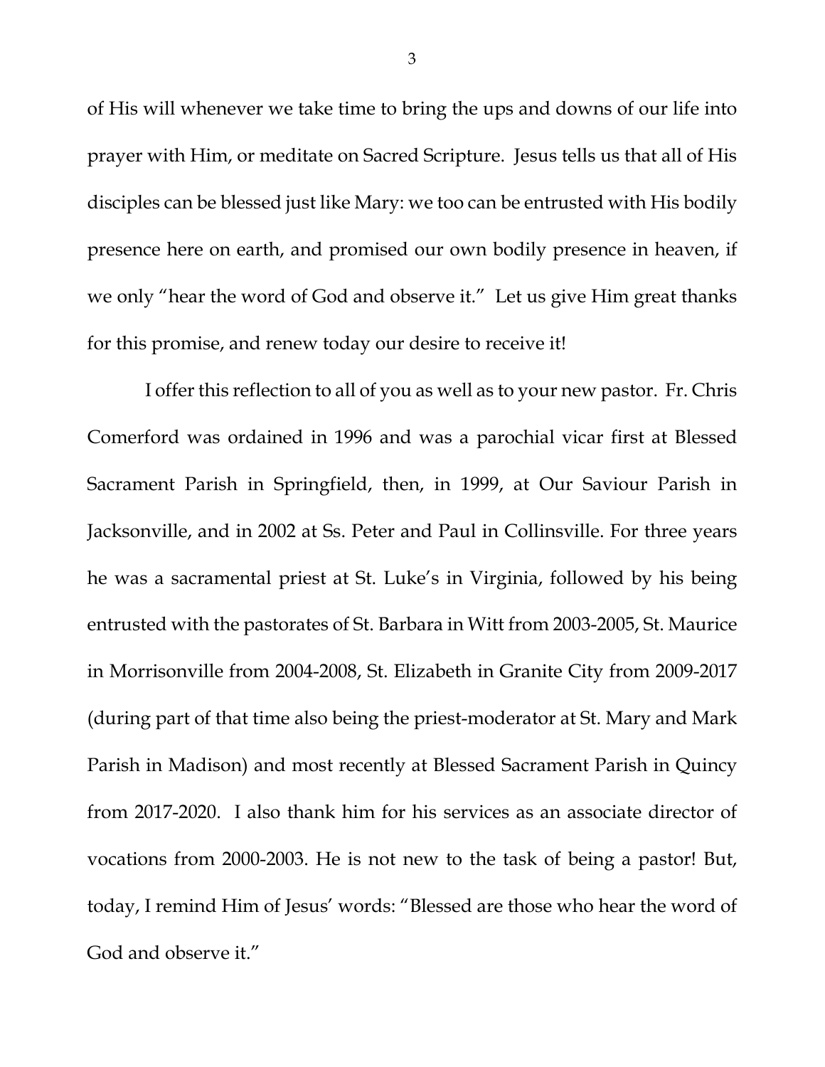of His will whenever we take time to bring the ups and downs of our life into prayer with Him, or meditate on Sacred Scripture. Jesus tells us that all of His disciples can be blessed just like Mary: we too can be entrusted with His bodily presence here on earth, and promised our own bodily presence in heaven, if we only "hear the word of God and observe it." Let us give Him great thanks for this promise, and renew today our desire to receive it!

I offer this reflection to all of you as well as to your new pastor. Fr. Chris Comerford was ordained in 1996 and was a parochial vicar first at Blessed Sacrament Parish in Springfield, then, in 1999, at Our Saviour Parish in Jacksonville, and in 2002 at Ss. Peter and Paul in Collinsville. For three years he was a sacramental priest at St. Luke's in Virginia, followed by his being entrusted with the pastorates of St. Barbara in Witt from 2003-2005, St. Maurice in Morrisonville from 2004-2008, St. Elizabeth in Granite City from 2009-2017 (during part of that time also being the priest-moderator at St. Mary and Mark Parish in Madison) and most recently at Blessed Sacrament Parish in Quincy from 2017-2020. I also thank him for his services as an associate director of vocations from 2000-2003. He is not new to the task of being a pastor! But, today, I remind Him of Jesus' words: "Blessed are those who hear the word of God and observe it."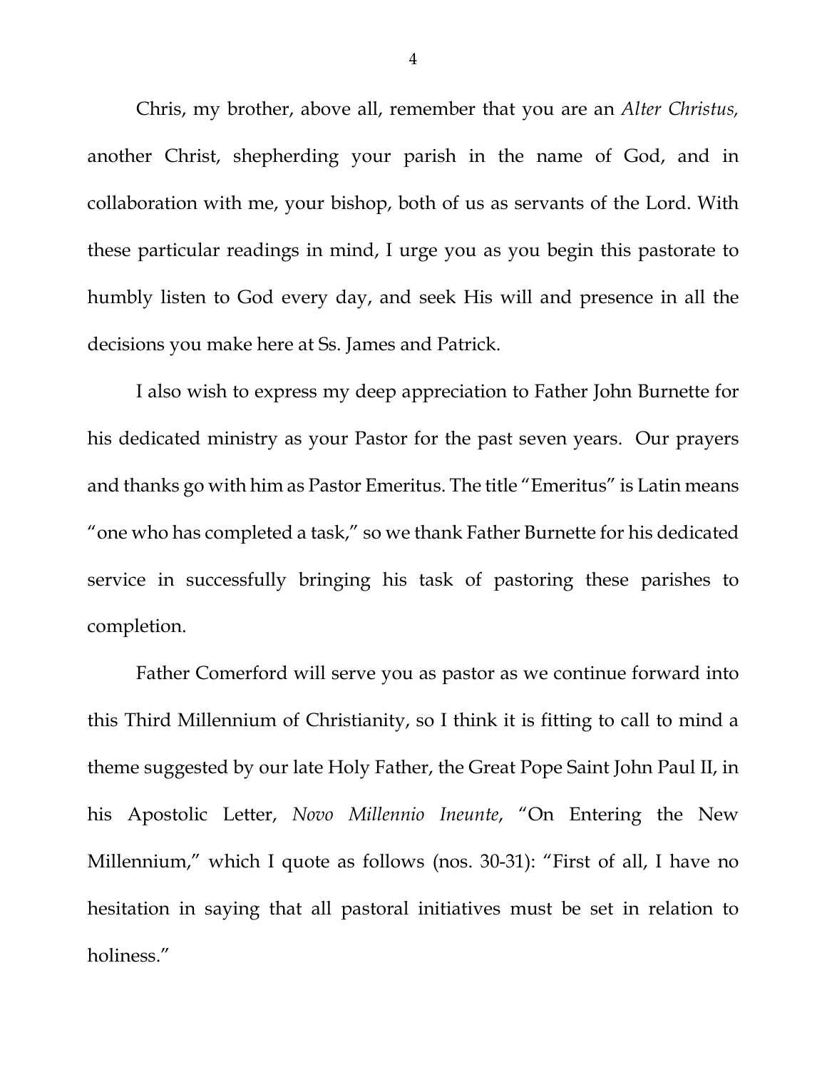Chris, my brother, above all, remember that you are an *Alter Christus,* another Christ, shepherding your parish in the name of God, and in collaboration with me, your bishop, both of us as servants of the Lord. With these particular readings in mind, I urge you as you begin this pastorate to humbly listen to God every day, and seek His will and presence in all the decisions you make here at Ss. James and Patrick.

I also wish to express my deep appreciation to Father John Burnette for his dedicated ministry as your Pastor for the past seven years. Our prayers and thanks go with him as Pastor Emeritus. The title "Emeritus" is Latin means "one who has completed a task," so we thank Father Burnette for his dedicated service in successfully bringing his task of pastoring these parishes to completion.

Father Comerford will serve you as pastor as we continue forward into this Third Millennium of Christianity, so I think it is fitting to call to mind a theme suggested by our late Holy Father, the Great Pope Saint John Paul II, in his Apostolic Letter, *Novo Millennio Ineunte*, "On Entering the New Millennium," which I quote as follows (nos. 30-31): "First of all, I have no hesitation in saying that all pastoral initiatives must be set in relation to holiness."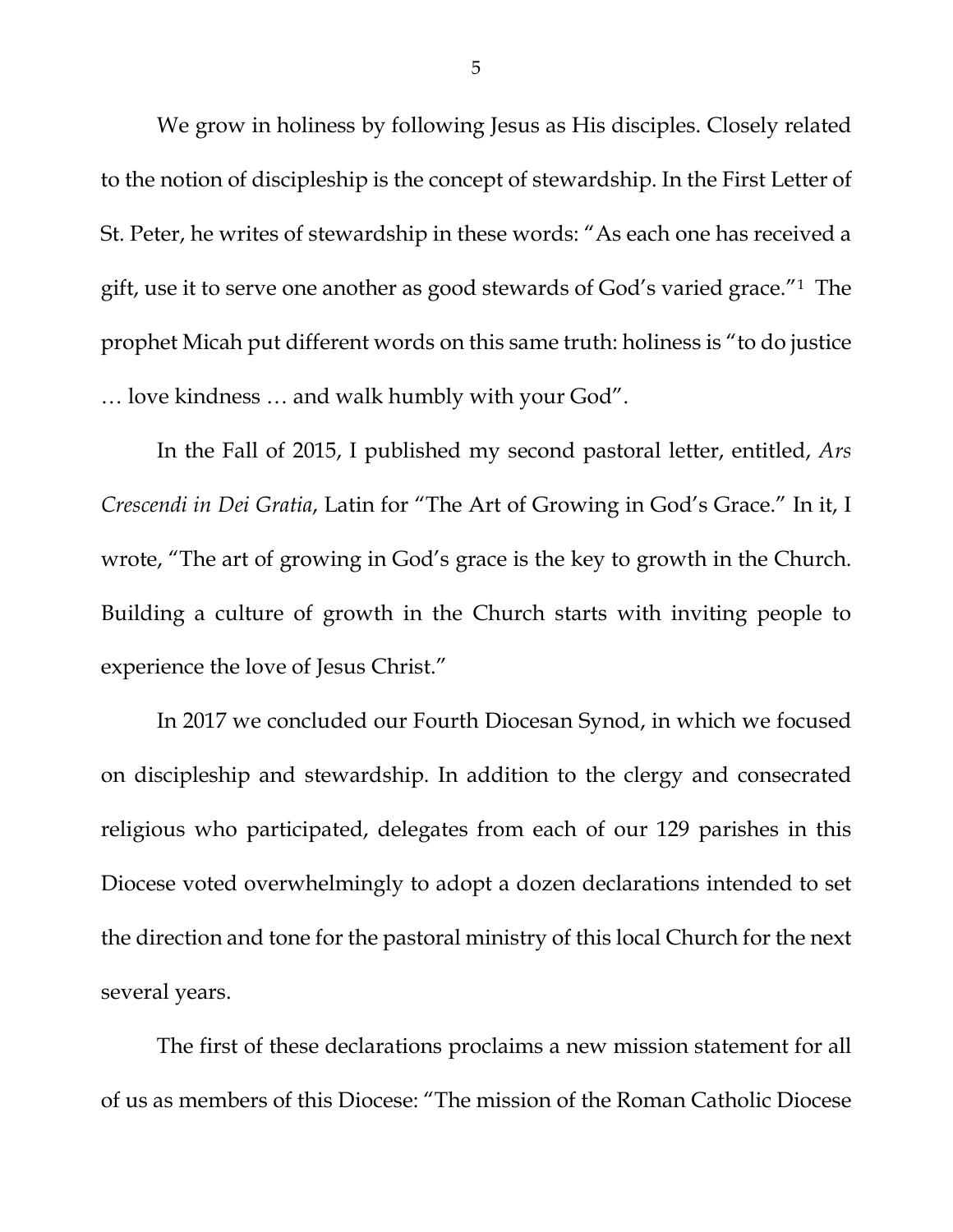We grow in holiness by following Jesus as His disciples. Closely related to the notion of discipleship is the concept of stewardship. In the First Letter of St. Peter, he writes of stewardship in these words: "As each one has received a gift, use it to serve one another as good stewards of God's varied grace."[1] The prophet Micah put different words on this same truth: holiness is "to do justice … love kindness … and walk humbly with your God".

In the Fall of 2015, I published my second pastoral letter, entitled, *Ars Crescendi in Dei Gratia*, Latin for "The Art of Growing in God's Grace." In it, I wrote, "The art of growing in God's grace is the key to growth in the Church. Building a culture of growth in the Church starts with inviting people to experience the love of Jesus Christ."

In 2017 we concluded our Fourth Diocesan Synod, in which we focused on discipleship and stewardship. In addition to the clergy and consecrated religious who participated, delegates from each of our 129 parishes in this Diocese voted overwhelmingly to adopt a dozen declarations intended to set the direction and tone for the pastoral ministry of this local Church for the next several years.

The first of these declarations proclaims a new mission statement for all of us as members of this Diocese: "The mission of the Roman Catholic Diocese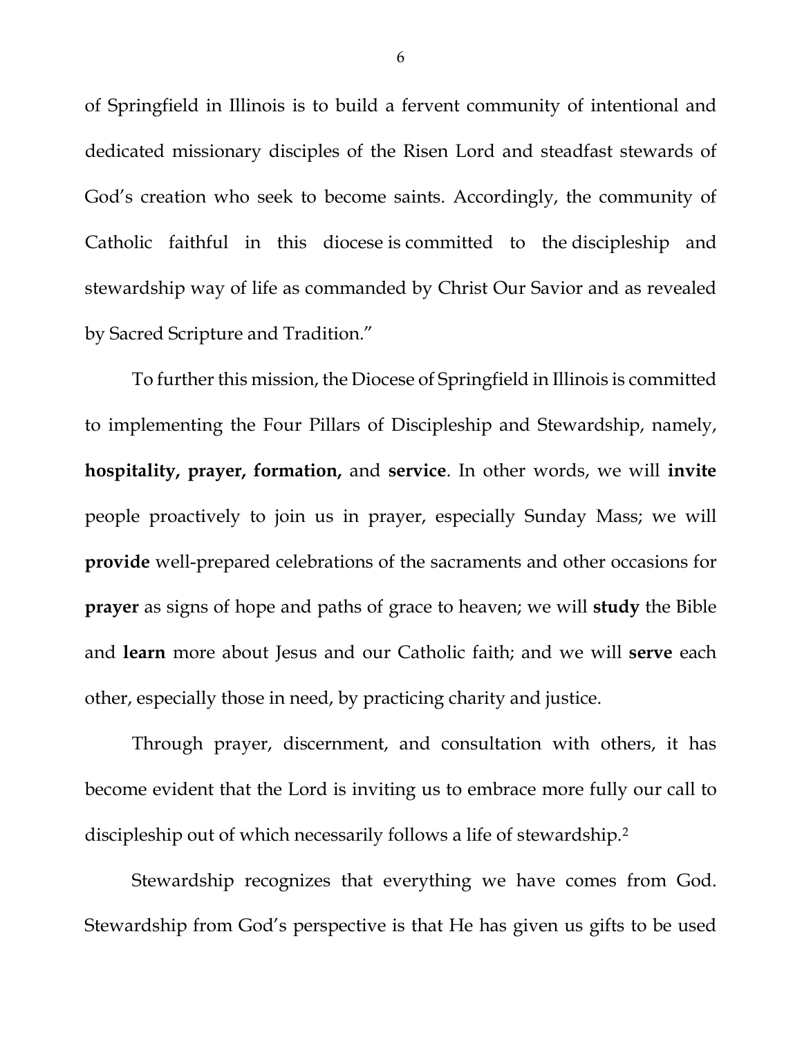of Springfield in Illinois is to build a fervent community of intentional and dedicated missionary disciples of the Risen Lord and steadfast stewards of God's creation who seek to become saints. Accordingly, the community of Catholic faithful in this diocese is committed to the discipleship and stewardship way of life as commanded by Christ Our Savior and as revealed by Sacred Scripture and Tradition."

To further this mission, the Diocese of Springfield in Illinois is committed to implementing the Four Pillars of Discipleship and Stewardship, namely, **hospitality, prayer, formation,** and **service**. In other words, we will **invite** people proactively to join us in prayer, especially Sunday Mass; we will **provide** well-prepared celebrations of the sacraments and other occasions for **prayer** as signs of hope and paths of grace to heaven; we will **study** the Bible and **learn** more about Jesus and our Catholic faith; and we will **serve** each other, especially those in need, by practicing charity and justice.

Through prayer, discernment, and consultation with others, it has become evident that the Lord is inviting us to embrace more fully our call to discipleship out of which necessarily follows a life of stewardship.[2]

Stewardship recognizes that everything we have comes from God. Stewardship from God's perspective is that He has given us gifts to be used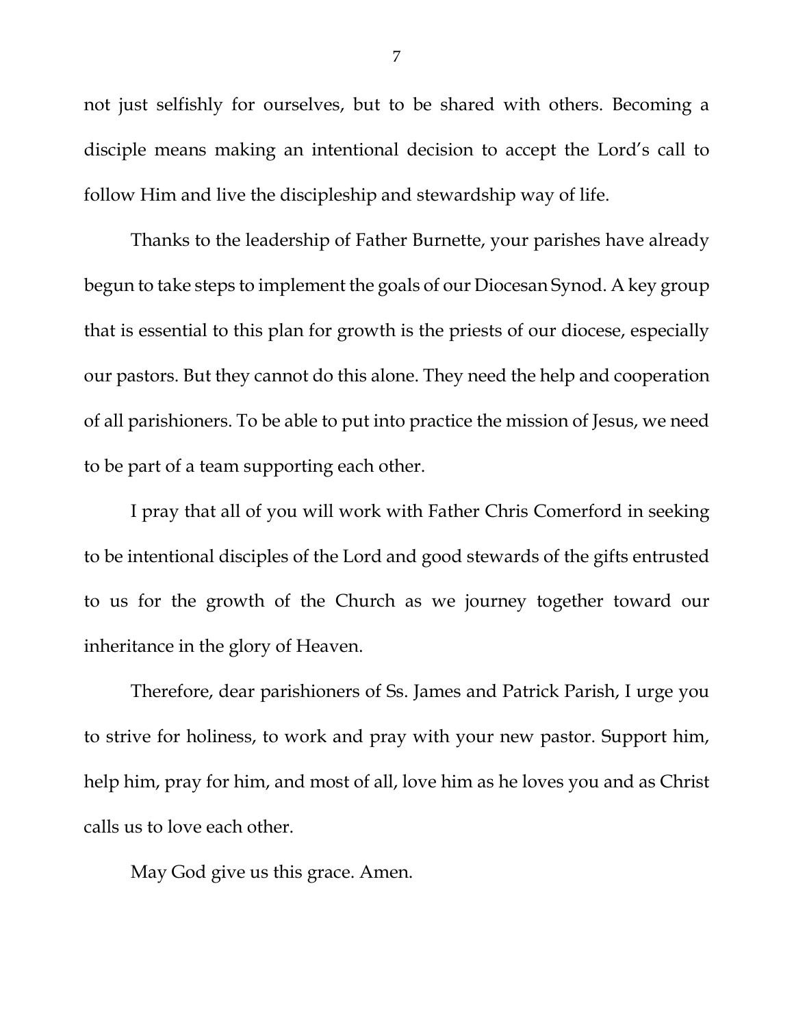not just selfishly for ourselves, but to be shared with others. Becoming a disciple means making an intentional decision to accept the Lord's call to follow Him and live the discipleship and stewardship way of life.

Thanks to the leadership of Father Burnette, your parishes have already begun to take steps to implement the goals of our Diocesan Synod. A key group that is essential to this plan for growth is the priests of our diocese, especially our pastors. But they cannot do this alone. They need the help and cooperation of all parishioners. To be able to put into practice the mission of Jesus, we need to be part of a team supporting each other.

I pray that all of you will work with Father Chris Comerford in seeking to be intentional disciples of the Lord and good stewards of the gifts entrusted to us for the growth of the Church as we journey together toward our inheritance in the glory of Heaven.

Therefore, dear parishioners of Ss. James and Patrick Parish, I urge you to strive for holiness, to work and pray with your new pastor. Support him, help him, pray for him, and most of all, love him as he loves you and as Christ calls us to love each other.

May God give us this grace. Amen.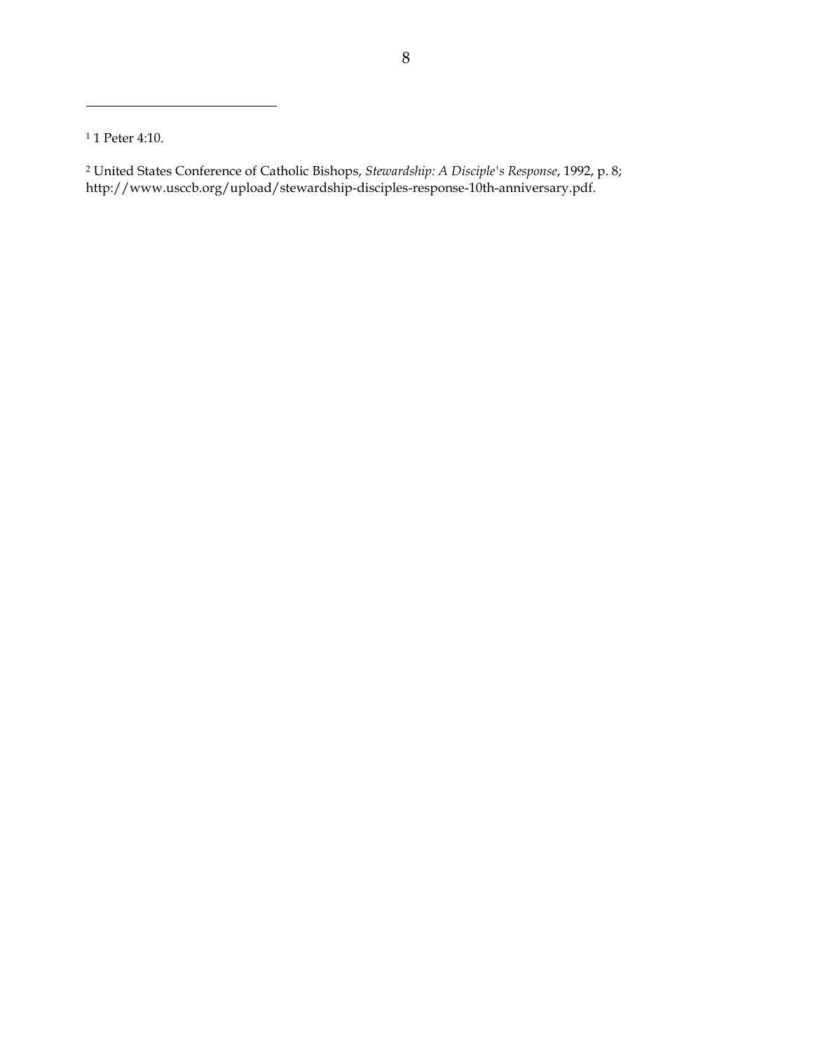[1] 1 Peter 4:10.

[2] United States Conference of Catholic Bishops, *Stewardship: A Disciple's Response*, 1992, p. 8; http://www.usccb.org/upload/stewardship-disciples-response-10th-anniversary.pdf.